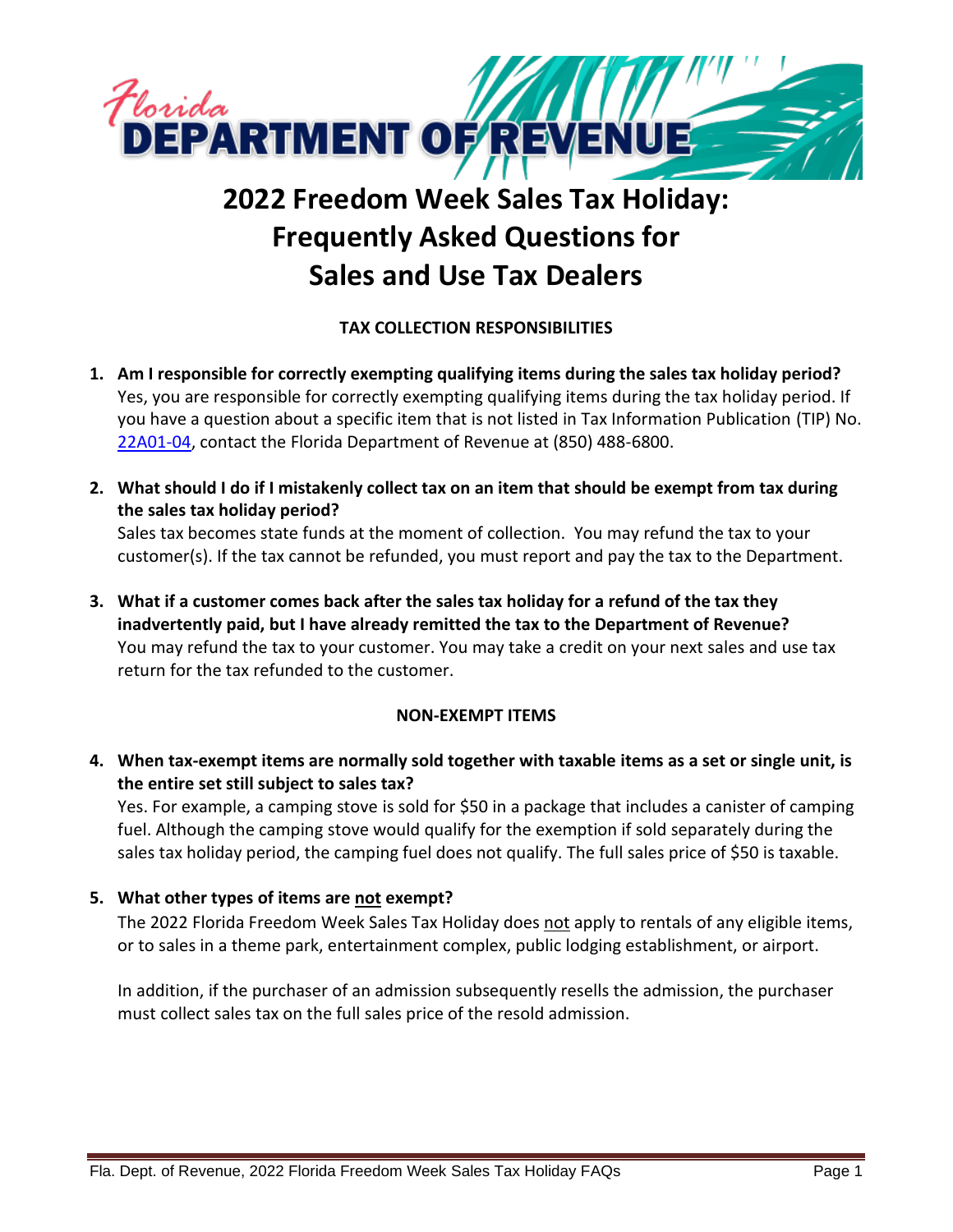Florida DEPARTMENT OF REVENUE

# 2022 Freedom Week Sales Tax Holiday: Frequently Asked Questions for Sales and Use Tax Dealers

## TAX COLLECTION RESPONSIBILITIES

1. **Am I responsible for correctly exempting qualifying items during the sales tax holiday period?**
   Yes, you are responsible for correctly exempting qualifying items during the tax holiday period. If you have a question about a specific item that is not listed in Tax Information Publication (TIP) No. 22A01-04, contact the Florida Department of Revenue at (850) 488-6800.

2. **What should I do if I mistakenly collect tax on an item that should be exempt from tax during the sales tax holiday period?**
   Sales tax becomes state funds at the moment of collection. You may refund the tax to your customer(s). If the tax cannot be refunded, you must report and pay the tax to the Department.

3. **What if a customer comes back after the sales tax holiday for a refund of the tax they inadvertently paid, but I have already remitted the tax to the Department of Revenue?**
   You may refund the tax to your customer. You may take a credit on your next sales and use tax return for the tax refunded to the customer.

## NON-EXEMPT ITEMS

4. **When tax-exempt items are normally sold together with taxable items as a set or single unit, is the entire set still subject to sales tax?**
   Yes. For example, a camping stove is sold for $50 in a package that includes a canister of camping fuel. Although the camping stove would qualify for the exemption if sold separately during the sales tax holiday period, the camping fuel does not qualify. The full sales price of $50 is taxable.

5. **What other types of items are <u>not</u> exempt?**
   The 2022 Florida Freedom Week Sales Tax Holiday does <u>not</u> apply to rentals of any eligible items, or to sales in a theme park, entertainment complex, public lodging establishment, or airport.

   In addition, if the purchaser of an admission subsequently resells the admission, the purchaser must collect sales tax on the full sales price of the resold admission.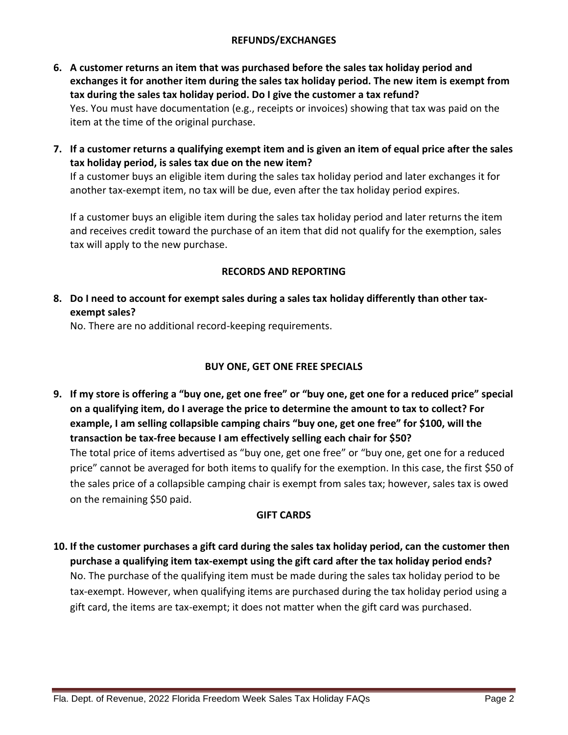## REFUNDS/EXCHANGES

**6. A customer returns an item that was purchased before the sales tax holiday period and exchanges it for another item during the sales tax holiday period. The new item is exempt from tax during the sales tax holiday period. Do I give the customer a tax refund?**

Yes. You must have documentation (e.g., receipts or invoices) showing that tax was paid on the item at the time of the original purchase.

**7. If a customer returns a qualifying exempt item and is given an item of equal price after the sales tax holiday period, is sales tax due on the new item?**

If a customer buys an eligible item during the sales tax holiday period and later exchanges it for another tax-exempt item, no tax will be due, even after the tax holiday period expires.

If a customer buys an eligible item during the sales tax holiday period and later returns the item and receives credit toward the purchase of an item that did not qualify for the exemption, sales tax will apply to the new purchase.

## RECORDS AND REPORTING

**8. Do I need to account for exempt sales during a sales tax holiday differently than other tax-exempt sales?**

No. There are no additional record-keeping requirements.

## BUY ONE, GET ONE FREE SPECIALS

**9. If my store is offering a "buy one, get one free" or "buy one, get one for a reduced price" special on a qualifying item, do I average the price to determine the amount to tax to collect? For example, I am selling collapsible camping chairs "buy one, get one free" for $100, will the transaction be tax-free because I am effectively selling each chair for $50?**

The total price of items advertised as "buy one, get one free" or "buy one, get one for a reduced price" cannot be averaged for both items to qualify for the exemption. In this case, the first $50 of the sales price of a collapsible camping chair is exempt from sales tax; however, sales tax is owed on the remaining $50 paid.

## GIFT CARDS

**10. If the customer purchases a gift card during the sales tax holiday period, can the customer then purchase a qualifying item tax-exempt using the gift card after the tax holiday period ends?**

No. The purchase of the qualifying item must be made during the sales tax holiday period to be tax-exempt. However, when qualifying items are purchased during the tax holiday period using a gift card, the items are tax-exempt; it does not matter when the gift card was purchased.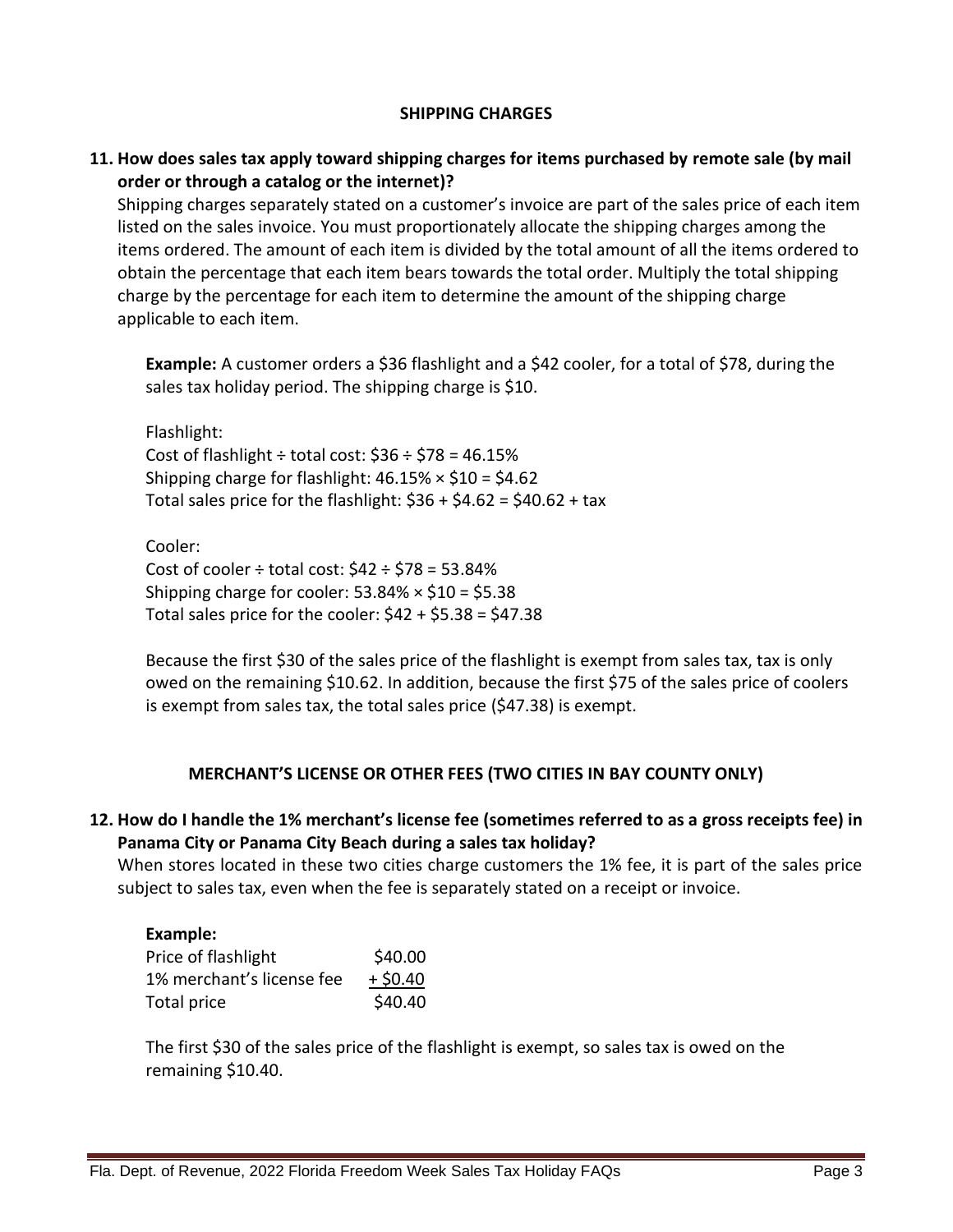## SHIPPING CHARGES

**11. How does sales tax apply toward shipping charges for items purchased by remote sale (by mail order or through a catalog or the internet)?**

Shipping charges separately stated on a customer's invoice are part of the sales price of each item listed on the sales invoice. You must proportionately allocate the shipping charges among the items ordered. The amount of each item is divided by the total amount of all the items ordered to obtain the percentage that each item bears towards the total order. Multiply the total shipping charge by the percentage for each item to determine the amount of the shipping charge applicable to each item.

**Example:** A customer orders a $36 flashlight and a $42 cooler, for a total of $78, during the sales tax holiday period. The shipping charge is $10.

Flashlight:
Cost of flashlight ÷ total cost: $36 ÷ $78 = 46.15%
Shipping charge for flashlight: 46.15% × $10 = $4.62
Total sales price for the flashlight: $36 + $4.62 = $40.62 + tax

Cooler:
Cost of cooler ÷ total cost: $42 ÷ $78 = 53.84%
Shipping charge for cooler: 53.84% × $10 = $5.38
Total sales price for the cooler: $42 + $5.38 = $47.38

Because the first $30 of the sales price of the flashlight is exempt from sales tax, tax is only owed on the remaining $10.62. In addition, because the first $75 of the sales price of coolers is exempt from sales tax, the total sales price ($47.38) is exempt.

## MERCHANT'S LICENSE OR OTHER FEES (TWO CITIES IN BAY COUNTY ONLY)

**12. How do I handle the 1% merchant's license fee (sometimes referred to as a gross receipts fee) in Panama City or Panama City Beach during a sales tax holiday?**

When stores located in these two cities charge customers the 1% fee, it is part of the sales price subject to sales tax, even when the fee is separately stated on a receipt or invoice.

**Example:**

| | |
|---|---|
| Price of flashlight | $40.00 |
| 1% merchant's license fee | + $0.40 |
| Total price | $40.40 |

The first $30 of the sales price of the flashlight is exempt, so sales tax is owed on the remaining $10.40.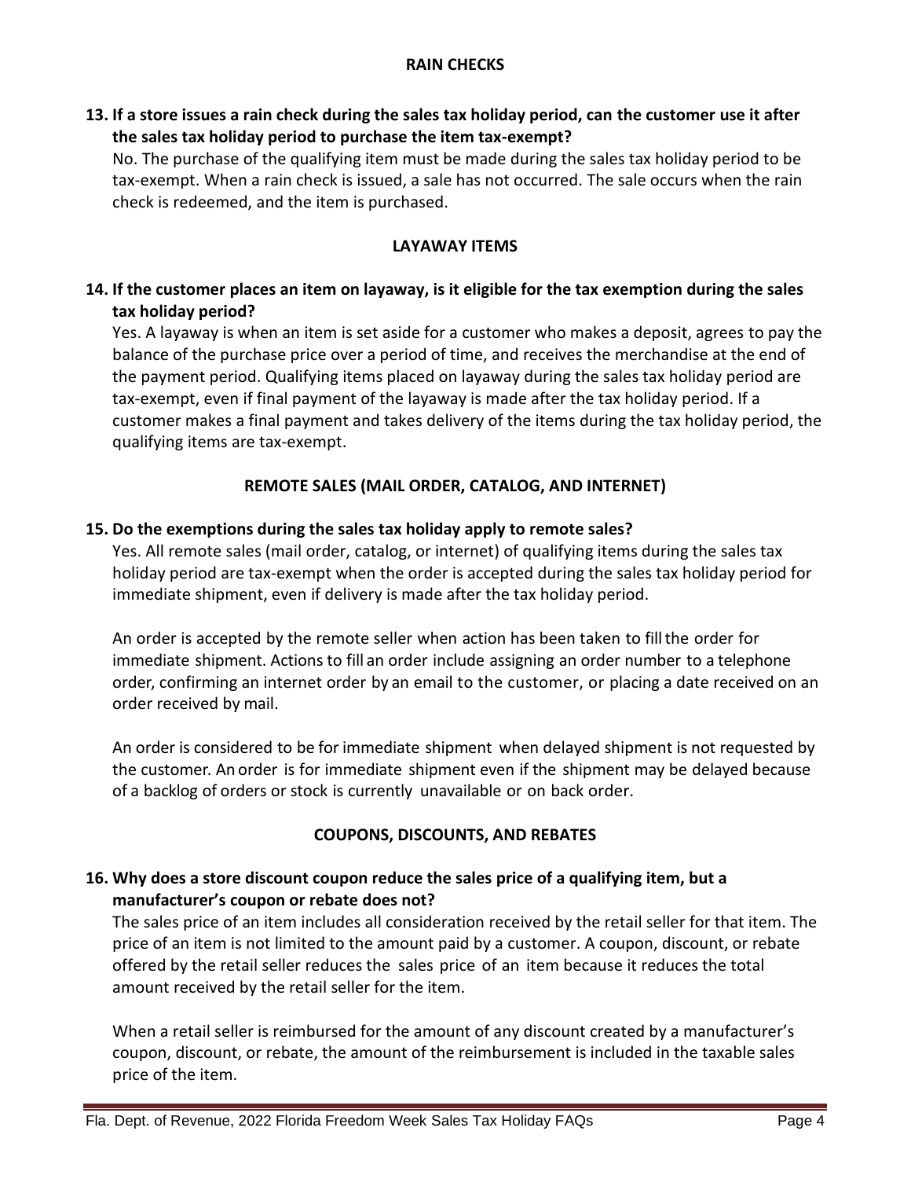## RAIN CHECKS

**13. If a store issues a rain check during the sales tax holiday period, can the customer use it after the sales tax holiday period to purchase the item tax-exempt?**

No. The purchase of the qualifying item must be made during the sales tax holiday period to be tax-exempt. When a rain check is issued, a sale has not occurred. The sale occurs when the rain check is redeemed, and the item is purchased.

## LAYAWAY ITEMS

**14. If the customer places an item on layaway, is it eligible for the tax exemption during the sales tax holiday period?**

Yes. A layaway is when an item is set aside for a customer who makes a deposit, agrees to pay the balance of the purchase price over a period of time, and receives the merchandise at the end of the payment period. Qualifying items placed on layaway during the sales tax holiday period are tax-exempt, even if final payment of the layaway is made after the tax holiday period. If a customer makes a final payment and takes delivery of the items during the tax holiday period, the qualifying items are tax-exempt.

## REMOTE SALES (MAIL ORDER, CATALOG, AND INTERNET)

**15. Do the exemptions during the sales tax holiday apply to remote sales?**

Yes. All remote sales (mail order, catalog, or internet) of qualifying items during the sales tax holiday period are tax-exempt when the order is accepted during the sales tax holiday period for immediate shipment, even if delivery is made after the tax holiday period.

An order is accepted by the remote seller when action has been taken to fill the order for immediate shipment. Actions to fill an order include assigning an order number to a telephone order, confirming an internet order by an email to the customer, or placing a date received on an order received by mail.

An order is considered to be for immediate shipment when delayed shipment is not requested by the customer. An order is for immediate shipment even if the shipment may be delayed because of a backlog of orders or stock is currently unavailable or on back order.

## COUPONS, DISCOUNTS, AND REBATES

**16. Why does a store discount coupon reduce the sales price of a qualifying item, but a manufacturer's coupon or rebate does not?**

The sales price of an item includes all consideration received by the retail seller for that item. The price of an item is not limited to the amount paid by a customer. A coupon, discount, or rebate offered by the retail seller reduces the sales price of an item because it reduces the total amount received by the retail seller for the item.

When a retail seller is reimbursed for the amount of any discount created by a manufacturer's coupon, discount, or rebate, the amount of the reimbursement is included in the taxable sales price of the item.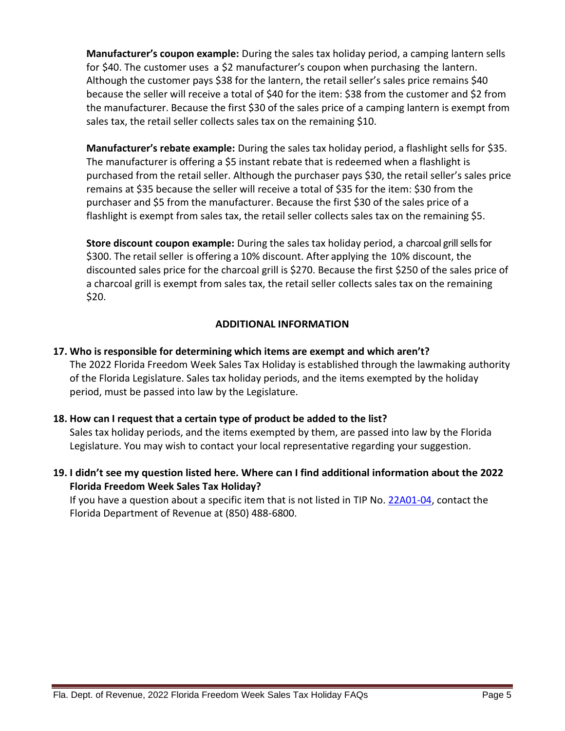**Manufacturer's coupon example:** During the sales tax holiday period, a camping lantern sells for $40. The customer uses a $2 manufacturer's coupon when purchasing the lantern. Although the customer pays $38 for the lantern, the retail seller's sales price remains $40 because the seller will receive a total of $40 for the item: $38 from the customer and $2 from the manufacturer. Because the first $30 of the sales price of a camping lantern is exempt from sales tax, the retail seller collects sales tax on the remaining $10.

**Manufacturer's rebate example:** During the sales tax holiday period, a flashlight sells for $35. The manufacturer is offering a $5 instant rebate that is redeemed when a flashlight is purchased from the retail seller. Although the purchaser pays $30, the retail seller's sales price remains at $35 because the seller will receive a total of $35 for the item: $30 from the purchaser and $5 from the manufacturer. Because the first $30 of the sales price of a flashlight is exempt from sales tax, the retail seller collects sales tax on the remaining $5.

**Store discount coupon example:** During the sales tax holiday period, a charcoal grill sells for $300. The retail seller is offering a 10% discount. After applying the 10% discount, the discounted sales price for the charcoal grill is $270. Because the first $250 of the sales price of a charcoal grill is exempt from sales tax, the retail seller collects sales tax on the remaining $20.

## ADDITIONAL INFORMATION

**17. Who is responsible for determining which items are exempt and which aren't?**

The 2022 Florida Freedom Week Sales Tax Holiday is established through the lawmaking authority of the Florida Legislature. Sales tax holiday periods, and the items exempted by the holiday period, must be passed into law by the Legislature.

**18. How can I request that a certain type of product be added to the list?**

Sales tax holiday periods, and the items exempted by them, are passed into law by the Florida Legislature. You may wish to contact your local representative regarding your suggestion.

**19. I didn't see my question listed here. Where can I find additional information about the 2022 Florida Freedom Week Sales Tax Holiday?**

If you have a question about a specific item that is not listed in TIP No. 22A01-04, contact the Florida Department of Revenue at (850) 488-6800.